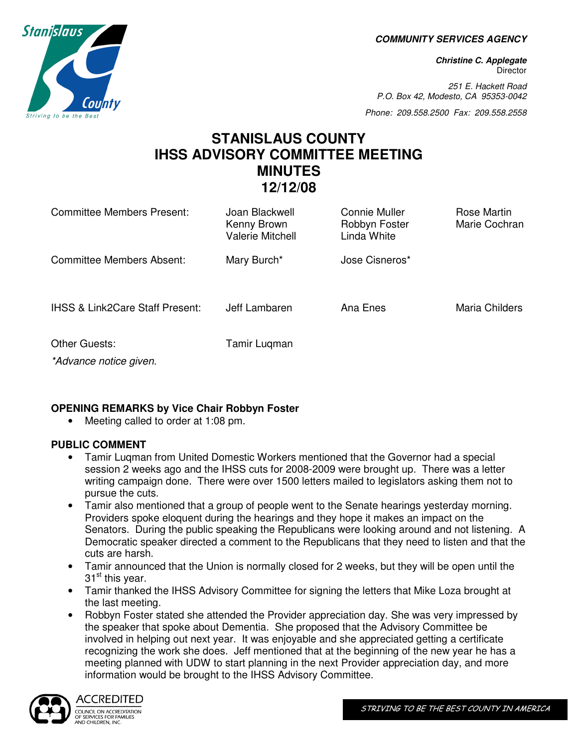**COMMUNITY SERVICES AGENCY**

***Christine C. Applegate***
Director

*251 E. Hackett Road*
*P.O. Box 42, Modesto, CA 95353-0042*

*Phone: 209.558.2500 Fax: 209.558.2558*

# STANISLAUS COUNTY
# IHSS ADVISORY COMMITTEE MEETING
# MINUTES
# 12/12/08

| | | | |
|---|---|---|---|
| Committee Members Present: | Joan Blackwell<br>Kenny Brown<br>Valerie Mitchell | Connie Muller<br>Robbyn Foster<br>Linda White | Rose Martin<br>Marie Cochran |
| Committee Members Absent: | Mary Burch* | Jose Cisneros* | |
| IHSS & Link2Care Staff Present: | Jeff Lambaren | Ana Enes | Maria Childers |
| Other Guests: | Tamir Luqman | | |

*\*Advance notice given.*

**OPENING REMARKS by Vice Chair Robbyn Foster**

- Meeting called to order at 1:08 pm.

**PUBLIC COMMENT**

- Tamir Luqman from United Domestic Workers mentioned that the Governor had a special session 2 weeks ago and the IHSS cuts for 2008-2009 were brought up. There was a letter writing campaign done. There were over 1500 letters mailed to legislators asking them not to pursue the cuts.
- Tamir also mentioned that a group of people went to the Senate hearings yesterday morning. Providers spoke eloquent during the hearings and they hope it makes an impact on the Senators. During the public speaking the Republicans were looking around and not listening. A Democratic speaker directed a comment to the Republicans that they need to listen and that the cuts are harsh.
- Tamir announced that the Union is normally closed for 2 weeks, but they will be open until the 31st this year.
- Tamir thanked the IHSS Advisory Committee for signing the letters that Mike Loza brought at the last meeting.
- Robbyn Foster stated she attended the Provider appreciation day. She was very impressed by the speaker that spoke about Dementia. She proposed that the Advisory Committee be involved in helping out next year. It was enjoyable and she appreciated getting a certificate recognizing the work she does. Jeff mentioned that at the beginning of the new year he has a meeting planned with UDW to start planning in the next Provider appreciation day, and more information would be brought to the IHSS Advisory Committee.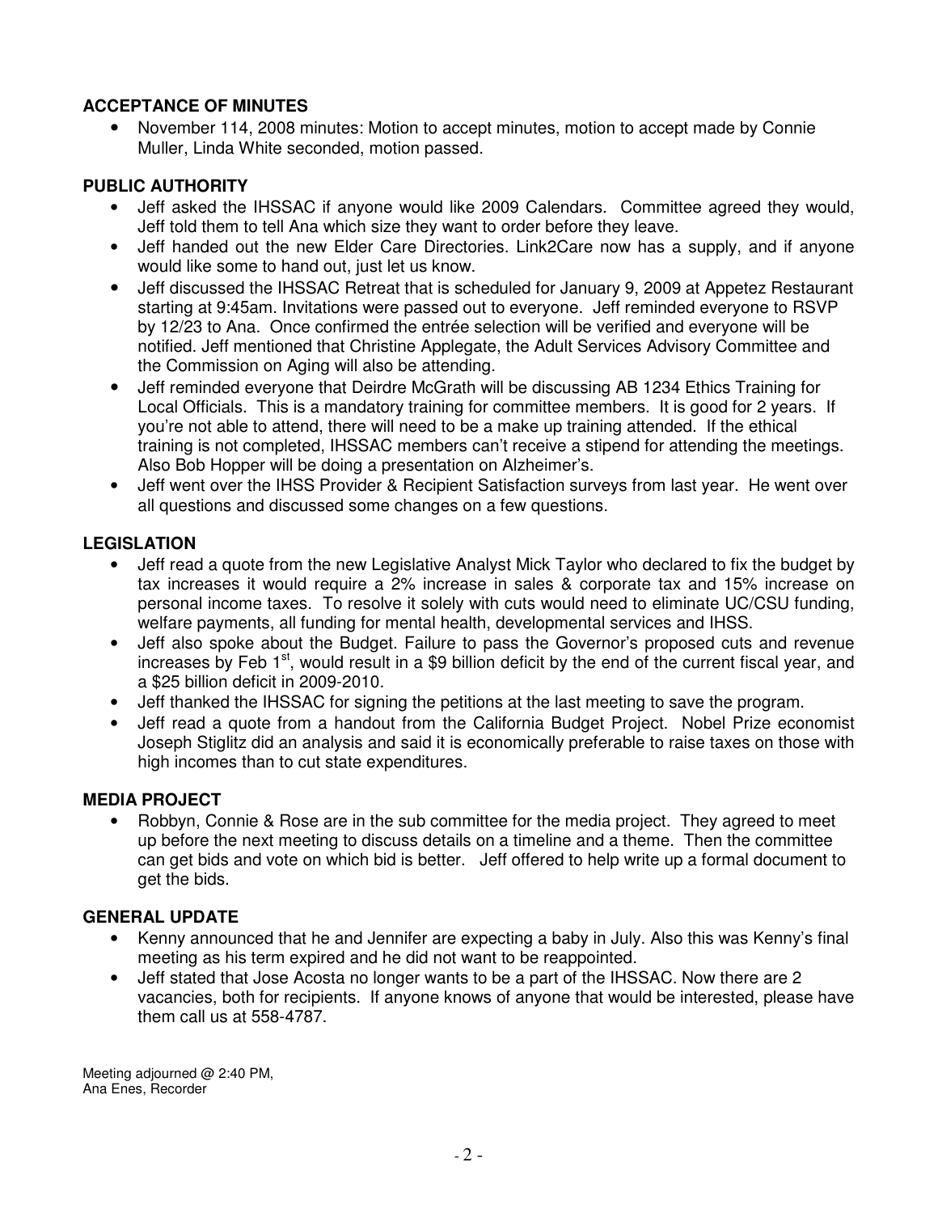## ACCEPTANCE OF MINUTES

- November 114, 2008 minutes: Motion to accept minutes, motion to accept made by Connie Muller, Linda White seconded, motion passed.

## PUBLIC AUTHORITY

- Jeff asked the IHSSAC if anyone would like 2009 Calendars. Committee agreed they would, Jeff told them to tell Ana which size they want to order before they leave.
- Jeff handed out the new Elder Care Directories. Link2Care now has a supply, and if anyone would like some to hand out, just let us know.
- Jeff discussed the IHSSAC Retreat that is scheduled for January 9, 2009 at Appetez Restaurant starting at 9:45am. Invitations were passed out to everyone. Jeff reminded everyone to RSVP by 12/23 to Ana. Once confirmed the entrée selection will be verified and everyone will be notified. Jeff mentioned that Christine Applegate, the Adult Services Advisory Committee and the Commission on Aging will also be attending.
- Jeff reminded everyone that Deirdre McGrath will be discussing AB 1234 Ethics Training for Local Officials. This is a mandatory training for committee members. It is good for 2 years. If you're not able to attend, there will need to be a make up training attended. If the ethical training is not completed, IHSSAC members can't receive a stipend for attending the meetings. Also Bob Hopper will be doing a presentation on Alzheimer's.
- Jeff went over the IHSS Provider & Recipient Satisfaction surveys from last year. He went over all questions and discussed some changes on a few questions.

## LEGISLATION

- Jeff read a quote from the new Legislative Analyst Mick Taylor who declared to fix the budget by tax increases it would require a 2% increase in sales & corporate tax and 15% increase on personal income taxes. To resolve it solely with cuts would need to eliminate UC/CSU funding, welfare payments, all funding for mental health, developmental services and IHSS.
- Jeff also spoke about the Budget. Failure to pass the Governor's proposed cuts and revenue increases by Feb 1st, would result in a $9 billion deficit by the end of the current fiscal year, and a $25 billion deficit in 2009-2010.
- Jeff thanked the IHSSAC for signing the petitions at the last meeting to save the program.
- Jeff read a quote from a handout from the California Budget Project. Nobel Prize economist Joseph Stiglitz did an analysis and said it is economically preferable to raise taxes on those with high incomes than to cut state expenditures.

## MEDIA PROJECT

- Robbyn, Connie & Rose are in the sub committee for the media project. They agreed to meet up before the next meeting to discuss details on a timeline and a theme. Then the committee can get bids and vote on which bid is better. Jeff offered to help write up a formal document to get the bids.

## GENERAL UPDATE

- Kenny announced that he and Jennifer are expecting a baby in July. Also this was Kenny's final meeting as his term expired and he did not want to be reappointed.
- Jeff stated that Jose Acosta no longer wants to be a part of the IHSSAC. Now there are 2 vacancies, both for recipients. If anyone knows of anyone that would be interested, please have them call us at 558-4787.

Meeting adjourned @ 2:40 PM,
Ana Enes, Recorder